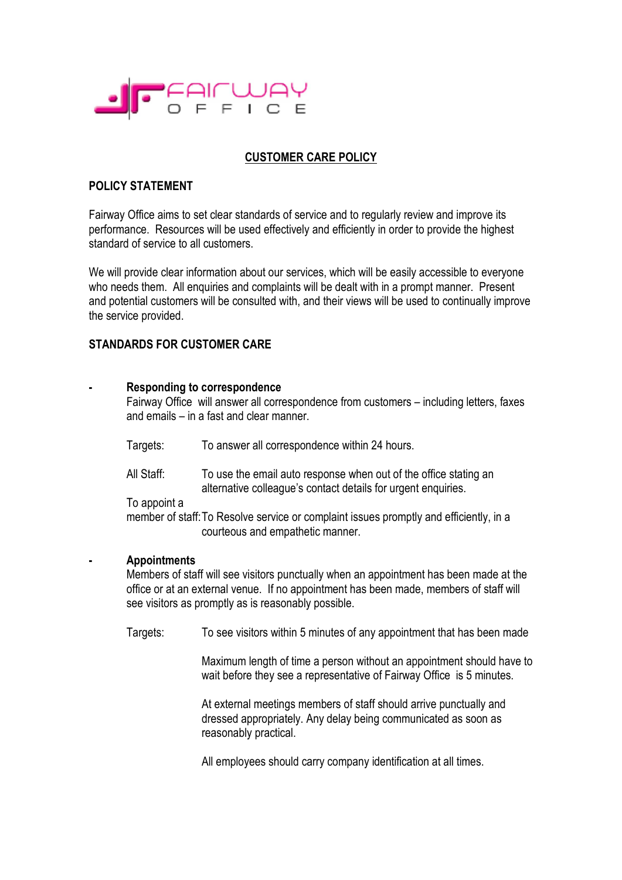FAIRWAY OFFICE

## CUSTOMER CARE POLICY

### POLICY STATEMENT

Fairway Office aims to set clear standards of service and to regularly review and improve its performance. Resources will be used effectively and efficiently in order to provide the highest standard of service to all customers.

We will provide clear information about our services, which will be easily accessible to everyone who needs them. All enquiries and complaints will be dealt with in a prompt manner. Present and potential customers will be consulted with, and their views will be used to continually improve the service provided.

### STANDARDS FOR CUSTOMER CARE

- **Responding to correspondence**

  Fairway Office will answer all correspondence from customers – including letters, faxes and emails – in a fast and clear manner.

  Targets: To answer all correspondence within 24 hours.

  All Staff: To use the email auto response when out of the office stating an alternative colleague's contact details for urgent enquiries.

  To appoint a member of staff: To Resolve service or complaint issues promptly and efficiently, in a courteous and empathetic manner.

- **Appointments**

  Members of staff will see visitors punctually when an appointment has been made at the office or at an external venue. If no appointment has been made, members of staff will see visitors as promptly as is reasonably possible.

  Targets: To see visitors within 5 minutes of any appointment that has been made

  Maximum length of time a person without an appointment should have to wait before they see a representative of Fairway Office is 5 minutes.

  At external meetings members of staff should arrive punctually and dressed appropriately. Any delay being communicated as soon as reasonably practical.

  All employees should carry company identification at all times.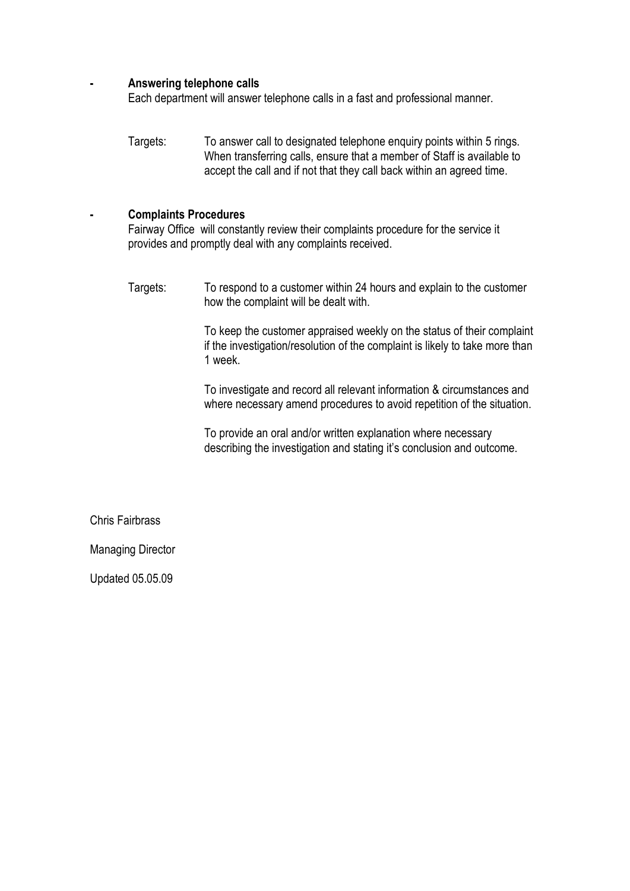- **Answering telephone calls**

  Each department will answer telephone calls in a fast and professional manner.

  Targets: To answer call to designated telephone enquiry points within 5 rings. When transferring calls, ensure that a member of Staff is available to accept the call and if not that they call back within an agreed time.

- **Complaints Procedures**

  Fairway Office will constantly review their complaints procedure for the service it provides and promptly deal with any complaints received.

  Targets: To respond to a customer within 24 hours and explain to the customer how the complaint will be dealt with.

  To keep the customer appraised weekly on the status of their complaint if the investigation/resolution of the complaint is likely to take more than 1 week.

  To investigate and record all relevant information & circumstances and where necessary amend procedures to avoid repetition of the situation.

  To provide an oral and/or written explanation where necessary describing the investigation and stating it's conclusion and outcome.

Chris Fairbrass

Managing Director

Updated 05.05.09